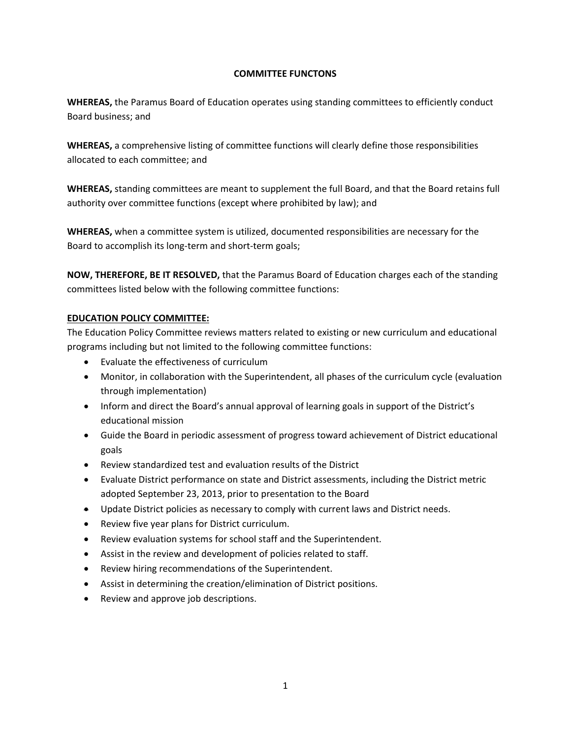# COMMITTEE FUNCTONS

**WHEREAS,** the Paramus Board of Education operates using standing committees to efficiently conduct Board business; and

**WHEREAS,** a comprehensive listing of committee functions will clearly define those responsibilities allocated to each committee; and

**WHEREAS,** standing committees are meant to supplement the full Board, and that the Board retains full authority over committee functions (except where prohibited by law); and

**WHEREAS,** when a committee system is utilized, documented responsibilities are necessary for the Board to accomplish its long-term and short-term goals;

**NOW, THEREFORE, BE IT RESOLVED,** that the Paramus Board of Education charges each of the standing committees listed below with the following committee functions:

## <u>EDUCATION POLICY COMMITTEE:</u>

The Education Policy Committee reviews matters related to existing or new curriculum and educational programs including but not limited to the following committee functions:

- Evaluate the effectiveness of curriculum
- Monitor, in collaboration with the Superintendent, all phases of the curriculum cycle (evaluation through implementation)
- Inform and direct the Board's annual approval of learning goals in support of the District's educational mission
- Guide the Board in periodic assessment of progress toward achievement of District educational goals
- Review standardized test and evaluation results of the District
- Evaluate District performance on state and District assessments, including the District metric adopted September 23, 2013, prior to presentation to the Board
- Update District policies as necessary to comply with current laws and District needs.
- Review five year plans for District curriculum.
- Review evaluation systems for school staff and the Superintendent.
- Assist in the review and development of policies related to staff.
- Review hiring recommendations of the Superintendent.
- Assist in determining the creation/elimination of District positions.
- Review and approve job descriptions.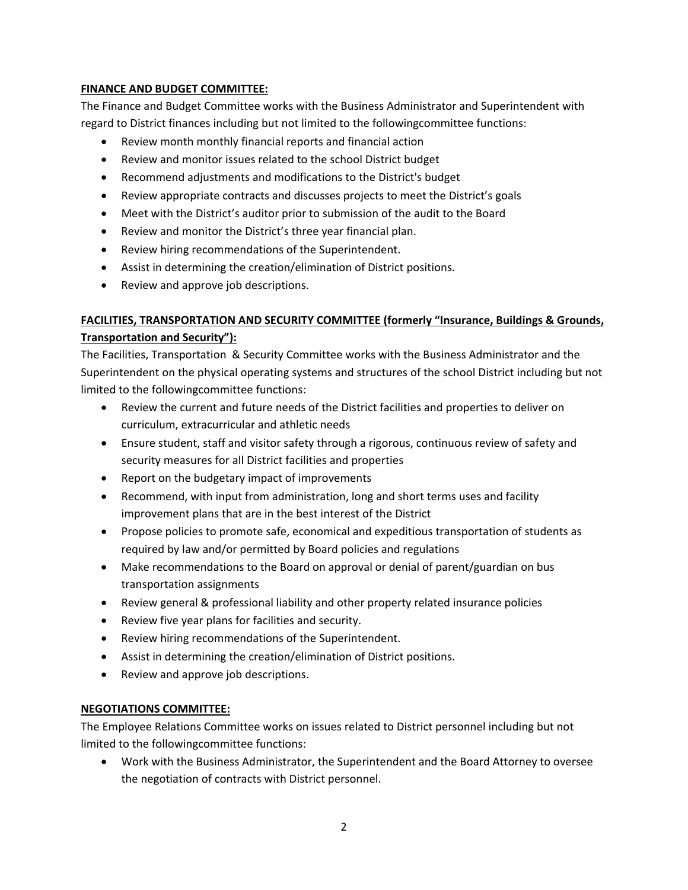**FINANCE AND BUDGET COMMITTEE:**

The Finance and Budget Committee works with the Business Administrator and Superintendent with regard to District finances including but not limited to the followingcommittee functions:

- Review month monthly financial reports and financial action
- Review and monitor issues related to the school District budget
- Recommend adjustments and modifications to the District's budget
- Review appropriate contracts and discusses projects to meet the District's goals
- Meet with the District's auditor prior to submission of the audit to the Board
- Review and monitor the District's three year financial plan.
- Review hiring recommendations of the Superintendent.
- Assist in determining the creation/elimination of District positions.
- Review and approve job descriptions.

**FACILITIES, TRANSPORTATION AND SECURITY COMMITTEE (formerly "Insurance, Buildings & Grounds, Transportation and Security"):**

The Facilities, Transportation & Security Committee works with the Business Administrator and the Superintendent on the physical operating systems and structures of the school District including but not limited to the followingcommittee functions:

- Review the current and future needs of the District facilities and properties to deliver on curriculum, extracurricular and athletic needs
- Ensure student, staff and visitor safety through a rigorous, continuous review of safety and security measures for all District facilities and properties
- Report on the budgetary impact of improvements
- Recommend, with input from administration, long and short terms uses and facility improvement plans that are in the best interest of the District
- Propose policies to promote safe, economical and expeditious transportation of students as required by law and/or permitted by Board policies and regulations
- Make recommendations to the Board on approval or denial of parent/guardian on bus transportation assignments
- Review general & professional liability and other property related insurance policies
- Review five year plans for facilities and security.
- Review hiring recommendations of the Superintendent.
- Assist in determining the creation/elimination of District positions.
- Review and approve job descriptions.

**NEGOTIATIONS COMMITTEE:**

The Employee Relations Committee works on issues related to District personnel including but not limited to the followingcommittee functions:

- Work with the Business Administrator, the Superintendent and the Board Attorney to oversee the negotiation of contracts with District personnel.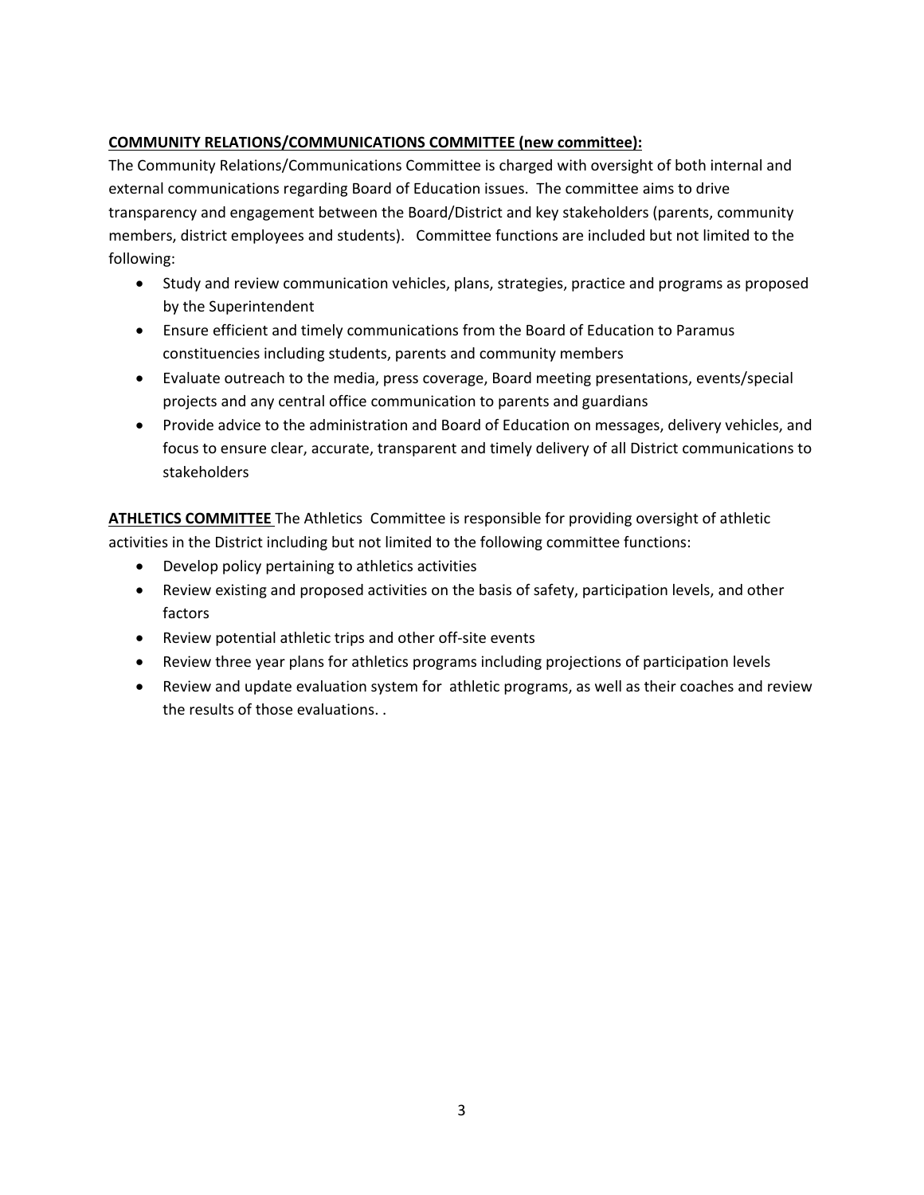**COMMUNITY RELATIONS/COMMUNICATIONS COMMITTEE (new committee):**

The Community Relations/Communications Committee is charged with oversight of both internal and external communications regarding Board of Education issues. The committee aims to drive transparency and engagement between the Board/District and key stakeholders (parents, community members, district employees and students). Committee functions are included but not limited to the following:

- Study and review communication vehicles, plans, strategies, practice and programs as proposed by the Superintendent
- Ensure efficient and timely communications from the Board of Education to Paramus constituencies including students, parents and community members
- Evaluate outreach to the media, press coverage, Board meeting presentations, events/special projects and any central office communication to parents and guardians
- Provide advice to the administration and Board of Education on messages, delivery vehicles, and focus to ensure clear, accurate, transparent and timely delivery of all District communications to stakeholders

**ATHLETICS COMMITTEE** The Athletics Committee is responsible for providing oversight of athletic activities in the District including but not limited to the following committee functions:

- Develop policy pertaining to athletics activities
- Review existing and proposed activities on the basis of safety, participation levels, and other factors
- Review potential athletic trips and other off-site events
- Review three year plans for athletics programs including projections of participation levels
- Review and update evaluation system for athletic programs, as well as their coaches and review the results of those evaluations. .